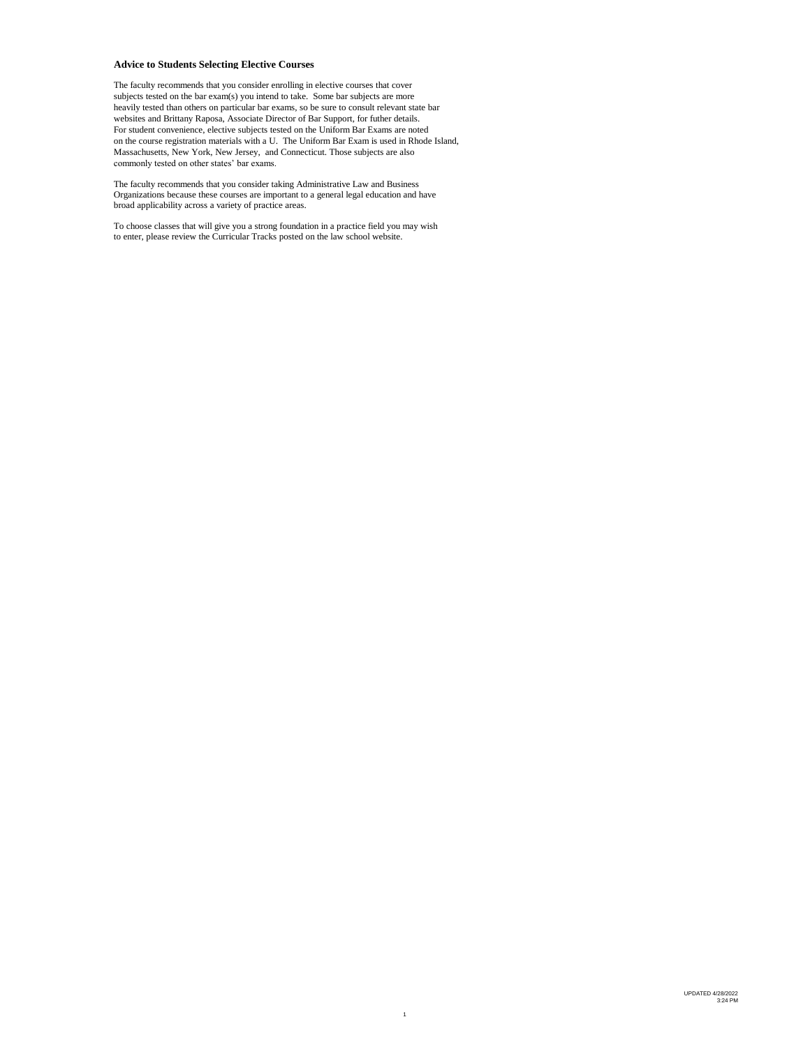**Advice to Students Selecting Elective Courses**

The faculty recommends that you consider enrolling in elective courses that cover subjects tested on the bar exam(s) you intend to take. Some bar subjects are more heavily tested than others on particular bar exams, so be sure to consult relevant state bar websites and Brittany Raposa, Associate Director of Bar Support, for futher details. For student convenience, elective subjects tested on the Uniform Bar Exams are noted on the course registration materials with a U. The Uniform Bar Exam is used in Rhode Island, Massachusetts, New York, New Jersey, and Connecticut. Those subjects are also commonly tested on other states' bar exams.

The faculty recommends that you consider taking Administrative Law and Business Organizations because these courses are important to a general legal education and have broad applicability across a variety of practice areas.

To choose classes that will give you a strong foundation in a practice field you may wish to enter, please review the Curricular Tracks posted on the law school website.

UPDATED 4/28/2022 3:24 PM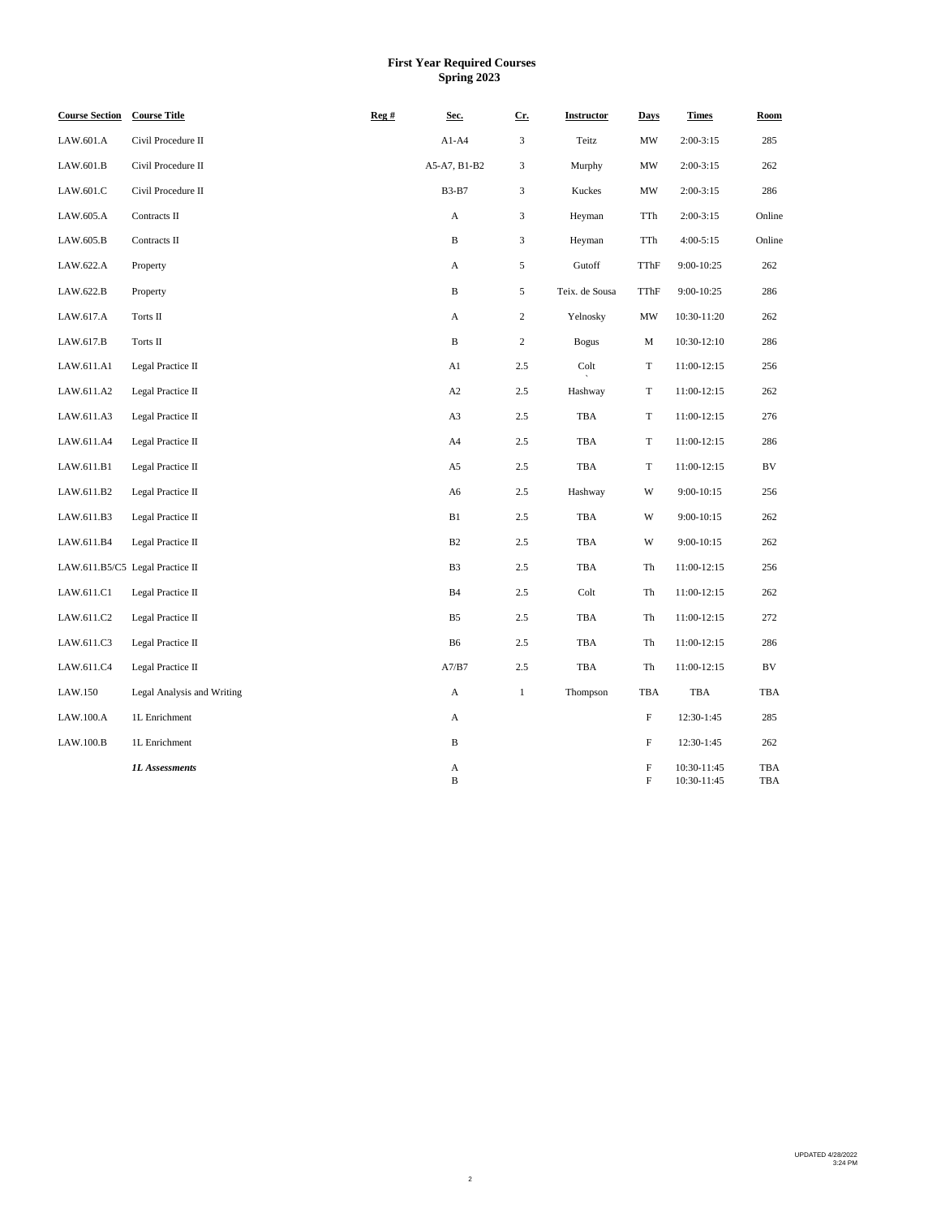**First Year Required Courses**
**Spring 2023**

| Course Section | Course Title | Reg # | Sec. | Cr. | Instructor | Days | Times | Room |
|---|---|---|---|---|---|---|---|---|
| LAW.601.A | Civil Procedure II | | A1-A4 | 3 | Teitz | MW | 2:00-3:15 | 285 |
| LAW.601.B | Civil Procedure II | | A5-A7, B1-B2 | 3 | Murphy | MW | 2:00-3:15 | 262 |
| LAW.601.C | Civil Procedure II | | B3-B7 | 3 | Kuckes | MW | 2:00-3:15 | 286 |
| LAW.605.A | Contracts II | | A | 3 | Heyman | TTh | 2:00-3:15 | Online |
| LAW.605.B | Contracts II | | B | 3 | Heyman | TTh | 4:00-5:15 | Online |
| LAW.622.A | Property | | A | 5 | Gutoff | TThF | 9:00-10:25 | 262 |
| LAW.622.B | Property | | B | 5 | Teix. de Sousa | TThF | 9:00-10:25 | 286 |
| LAW.617.A | Torts II | | A | 2 | Yelnosky | MW | 10:30-11:20 | 262 |
| LAW.617.B | Torts II | | B | 2 | Bogus | M | 10:30-12:10 | 286 |
| LAW.611.A1 | Legal Practice II | | A1 | 2.5 | Colt | T | 11:00-12:15 | 256 |
| LAW.611.A2 | Legal Practice II | | A2 | 2.5 | Hashway | T | 11:00-12:15 | 262 |
| LAW.611.A3 | Legal Practice II | | A3 | 2.5 | TBA | T | 11:00-12:15 | 276 |
| LAW.611.A4 | Legal Practice II | | A4 | 2.5 | TBA | T | 11:00-12:15 | 286 |
| LAW.611.B1 | Legal Practice II | | A5 | 2.5 | TBA | T | 11:00-12:15 | BV |
| LAW.611.B2 | Legal Practice II | | A6 | 2.5 | Hashway | W | 9:00-10:15 | 256 |
| LAW.611.B3 | Legal Practice II | | B1 | 2.5 | TBA | W | 9:00-10:15 | 262 |
| LAW.611.B4 | Legal Practice II | | B2 | 2.5 | TBA | W | 9:00-10:15 | 262 |
| LAW.611.B5/C5 | Legal Practice II | | B3 | 2.5 | TBA | Th | 11:00-12:15 | 256 |
| LAW.611.C1 | Legal Practice II | | B4 | 2.5 | Colt | Th | 11:00-12:15 | 262 |
| LAW.611.C2 | Legal Practice II | | B5 | 2.5 | TBA | Th | 11:00-12:15 | 272 |
| LAW.611.C3 | Legal Practice II | | B6 | 2.5 | TBA | Th | 11:00-12:15 | 286 |
| LAW.611.C4 | Legal Practice II | | A7/B7 | 2.5 | TBA | Th | 11:00-12:15 | BV |
| LAW.150 | Legal Analysis and Writing | | A | 1 | Thompson | TBA | TBA | TBA |
| LAW.100.A | 1L Enrichment | | A | | | F | 12:30-1:45 | 285 |
| LAW.100.B | 1L Enrichment | | B | | | F | 12:30-1:45 | 262 |
| | ***1L Assessments*** | | A | | | F | 10:30-11:45 | TBA |
| | | | B | | | F | 10:30-11:45 | TBA |

UPDATED 4/28/2022
3:24 PM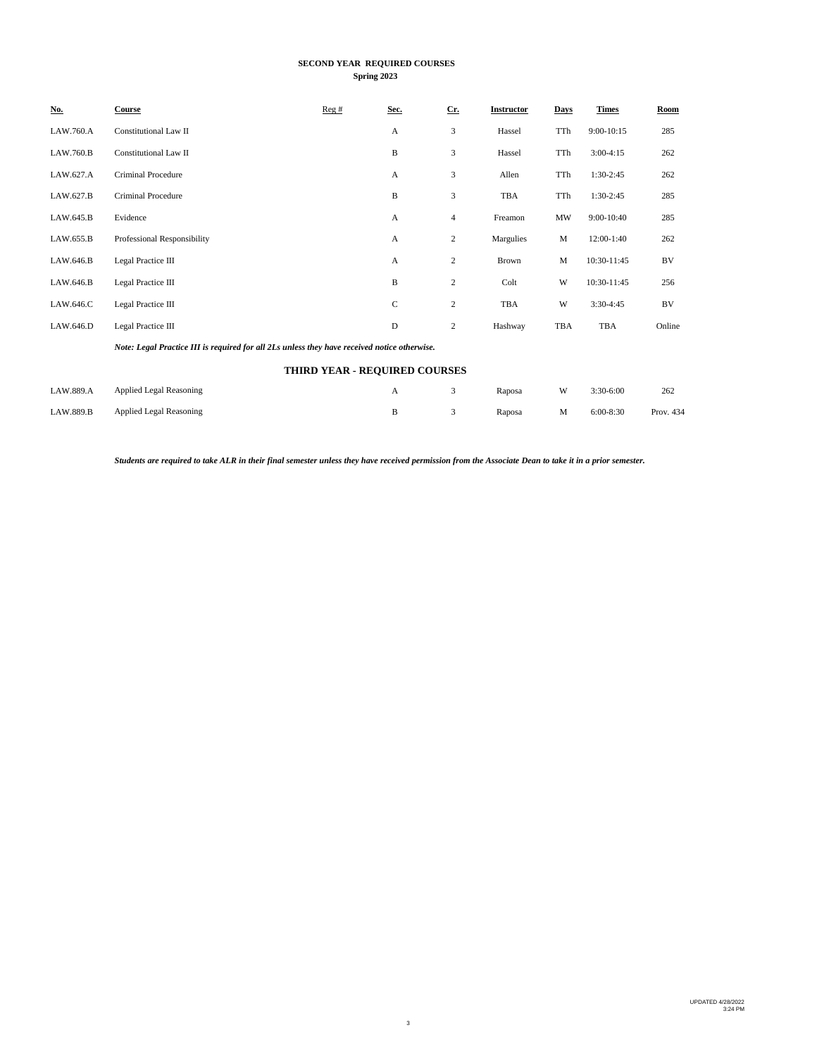**SECOND YEAR REQUIRED COURSES**
**Spring 2023**

| No. | Course | Reg # | Sec. | Cr. | Instructor | Days | Times | Room |
|---|---|---|---|---|---|---|---|---|
| LAW.760.A | Constitutional Law II | | A | 3 | Hassel | TTh | 9:00-10:15 | 285 |
| LAW.760.B | Constitutional Law II | | B | 3 | Hassel | TTh | 3:00-4:15 | 262 |
| LAW.627.A | Criminal Procedure | | A | 3 | Allen | TTh | 1:30-2:45 | 262 |
| LAW.627.B | Criminal Procedure | | B | 3 | TBA | TTh | 1:30-2:45 | 285 |
| LAW.645.B | Evidence | | A | 4 | Freamon | MW | 9:00-10:40 | 285 |
| LAW.655.B | Professional Responsibility | | A | 2 | Margulies | M | 12:00-1:40 | 262 |
| LAW.646.B | Legal Practice III | | A | 2 | Brown | M | 10:30-11:45 | BV |
| LAW.646.B | Legal Practice III | | B | 2 | Colt | W | 10:30-11:45 | 256 |
| LAW.646.C | Legal Practice III | | C | 2 | TBA | W | 3:30-4:45 | BV |
| LAW.646.D | Legal Practice III | | D | 2 | Hashway | TBA | TBA | Online |

***Note: Legal Practice III is required for all 2Ls unless they have received notice otherwise.***

**THIRD YEAR - REQUIRED COURSES**

| No. | Course | Reg # | Sec. | Cr. | Instructor | Days | Times | Room |
|---|---|---|---|---|---|---|---|---|
| LAW.889.A | Applied Legal Reasoning | | A | 3 | Raposa | W | 3:30-6:00 | 262 |
| LAW.889.B | Applied Legal Reasoning | | B | 3 | Raposa | M | 6:00-8:30 | Prov. 434 |

***Students are required to take ALR in their final semester unless they have received permission from the Associate Dean to take it in a prior semester.***

UPDATED 4/28/2022 3:24 PM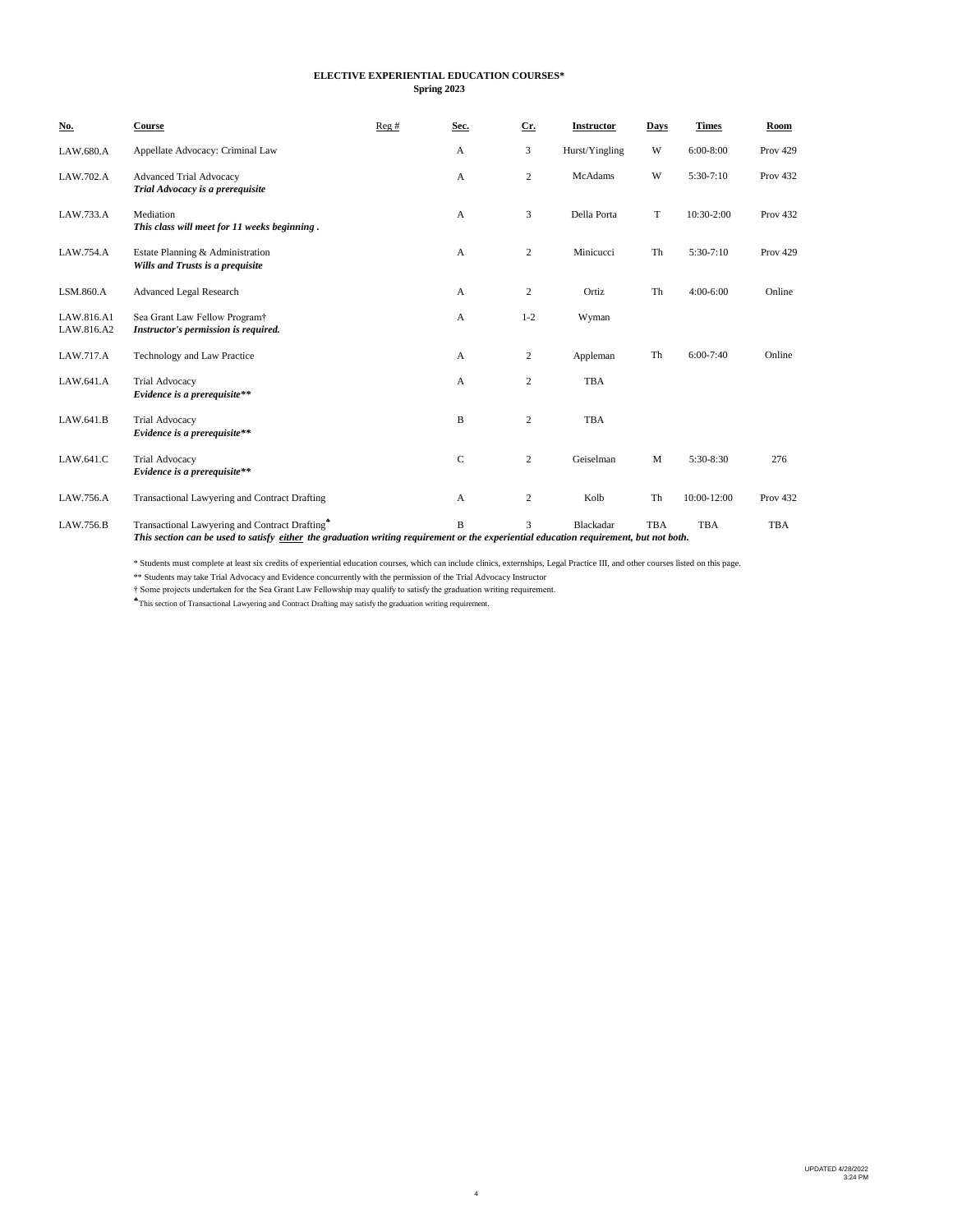**ELECTIVE EXPERIENTIAL EDUCATION COURSES***
**Spring 2023**

| No. | Course | Reg # | Sec. | Cr. | Instructor | Days | Times | Room |
|---|---|---|---|---|---|---|---|---|
| LAW.680.A | Appellate Advocacy: Criminal Law | | A | 3 | Hurst/Yingling | W | 6:00-8:00 | Prov 429 |
| LAW.702.A | Advanced Trial Advocacy *Trial Advocacy is a prerequisite* | | A | 2 | McAdams | W | 5:30-7:10 | Prov 432 |
| LAW.733.A | Mediation *This class will meet for 11 weeks beginning .* | | A | 3 | Della Porta | T | 10:30-2:00 | Prov 432 |
| LAW.754.A | Estate Planning & Administration *Wills and Trusts is a prequisite* | | A | 2 | Minicucci | Th | 5:30-7:10 | Prov 429 |
| LSM.860.A | Advanced Legal Research | | A | 2 | Ortiz | Th | 4:00-6:00 | Online |
| LAW.816.A1 LAW.816.A2 | Sea Grant Law Fellow Program† *Instructor's permission is required.* | | A | 1-2 | Wyman | | | |
| LAW.717.A | Technology and Law Practice | | A | 2 | Appleman | Th | 6:00-7:40 | Online |
| LAW.641.A | Trial Advocacy *Evidence is a prerequisite*** | | A | 2 | TBA | | | |
| LAW.641.B | Trial Advocacy *Evidence is a prerequisite*** | | B | 2 | TBA | | | |
| LAW.641.C | Trial Advocacy *Evidence is a prerequisite*** | | C | 2 | Geiselman | M | 5:30-8:30 | 276 |
| LAW.756.A | Transactional Lawyering and Contract Drafting | | A | 2 | Kolb | Th | 10:00-12:00 | Prov 432 |
| LAW.756.B | Transactional Lawyering and Contract Drafting♣ | | B | 3 | Blackadar | TBA | TBA | TBA |

***This section can be used to satisfy either the graduation writing requirement or the experiential education requirement, but not both.***

\* Students must complete at least six credits of experiential education courses, which can include clinics, externships, Legal Practice III, and other courses listed on this page.

\** Students may take Trial Advocacy and Evidence concurrently with the permission of the Trial Advocacy Instructor

† Some projects undertaken for the Sea Grant Law Fellowship may qualify to satisfy the graduation writing requirement.

♣This section of Transactional Lawyering and Contract Drafting may satisfy the graduation writing requirement.

UPDATED 4/28/2022 3:24 PM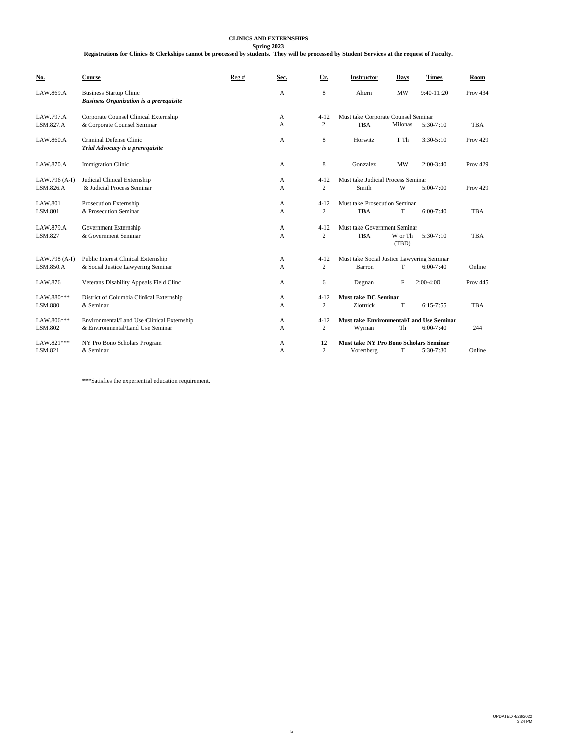**CLINICS AND EXTERNSHIPS**

**Spring 2023**

**Registrations for Clinics & Clerkships cannot be processed by students. They will be processed by Student Services at the request of Faculty.**

| No. | Course | Reg # | Sec. | Cr. | Instructor | Days | Times | Room |
|---|---|---|---|---|---|---|---|---|
| LAW.869.A | Business Startup Clinic<br>***Business Organization is a prerequisite*** | | A | 8 | Ahern | MW | 9:40-11:20 | Prov 434 |
| LAW.797.A | Corporate Counsel Clinical Externship | | A | 4-12 | Must take Corporate Counsel Seminar | | | |
| LSM.827.A | & Corporate Counsel Seminar | | A | 2 | TBA | Milonas | 5:30-7:10 | TBA |
| LAW.860.A | Criminal Defense Clinic<br>***Trial Advocacy is a prerequisite*** | | A | 8 | Horwitz | T Th | 3:30-5:10 | Prov 429 |
| LAW.870.A | Immigration Clinic | | A | 8 | Gonzalez | MW | 2:00-3:40 | Prov 429 |
| LAW.796 (A-I) | Judicial Clinical Externship | | A | 4-12 | Must take Judicial Process Seminar | | | |
| LSM.826.A | & Judicial Process Seminar | | A | 2 | Smith | W | 5:00-7:00 | Prov 429 |
| LAW.801 | Prosecution Externship | | A | 4-12 | Must take Prosecution Seminar | | | |
| LSM.801 | & Prosecution Seminar | | A | 2 | TBA | T | 6:00-7:40 | TBA |
| LAW.879.A | Government Externship | | A | 4-12 | Must take Government Seminar | | | |
| LSM.827 | & Government Seminar | | A | 2 | TBA | W or Th (TBD) | 5:30-7:10 | TBA |
| LAW.798 (A-I) | Public Interest Clinical Externship | | A | 4-12 | Must take Social Justice Lawyering Seminar | | | |
| LSM.850.A | & Social Justice Lawyering Seminar | | A | 2 | Barron | T | 6:00-7:40 | Online |
| LAW.876 | Veterans Disability Appeals Field Clinc | | A | 6 | Degnan | F | 2:00-4:00 | Prov 445 |
| LAW.880*** | District of Columbia Clinical Externship | | A | 4-12 | **Must take DC Seminar** | | | |
| LSM.880 | & Seminar | | A | 2 | Zlotnick | T | 6:15-7:55 | TBA |
| LAW.806*** | Environmental/Land Use Clinical Externship | | A | 4-12 | **Must take Environmental/Land Use Seminar** | | | |
| LSM.802 | & Environmental/Land Use Seminar | | A | 2 | Wyman | Th | 6:00-7:40 | 244 |
| LAW.821*** | NY Pro Bono Scholars Program | | A | 12 | **Must take NY Pro Bono Scholars Seminar** | | | |
| LSM.821 | & Seminar | | A | 2 | Vorenberg | T | 5:30-7:30 | Online |

***Satisfies the experiential education requirement.

UPDATED 4/28/2022 3:24 PM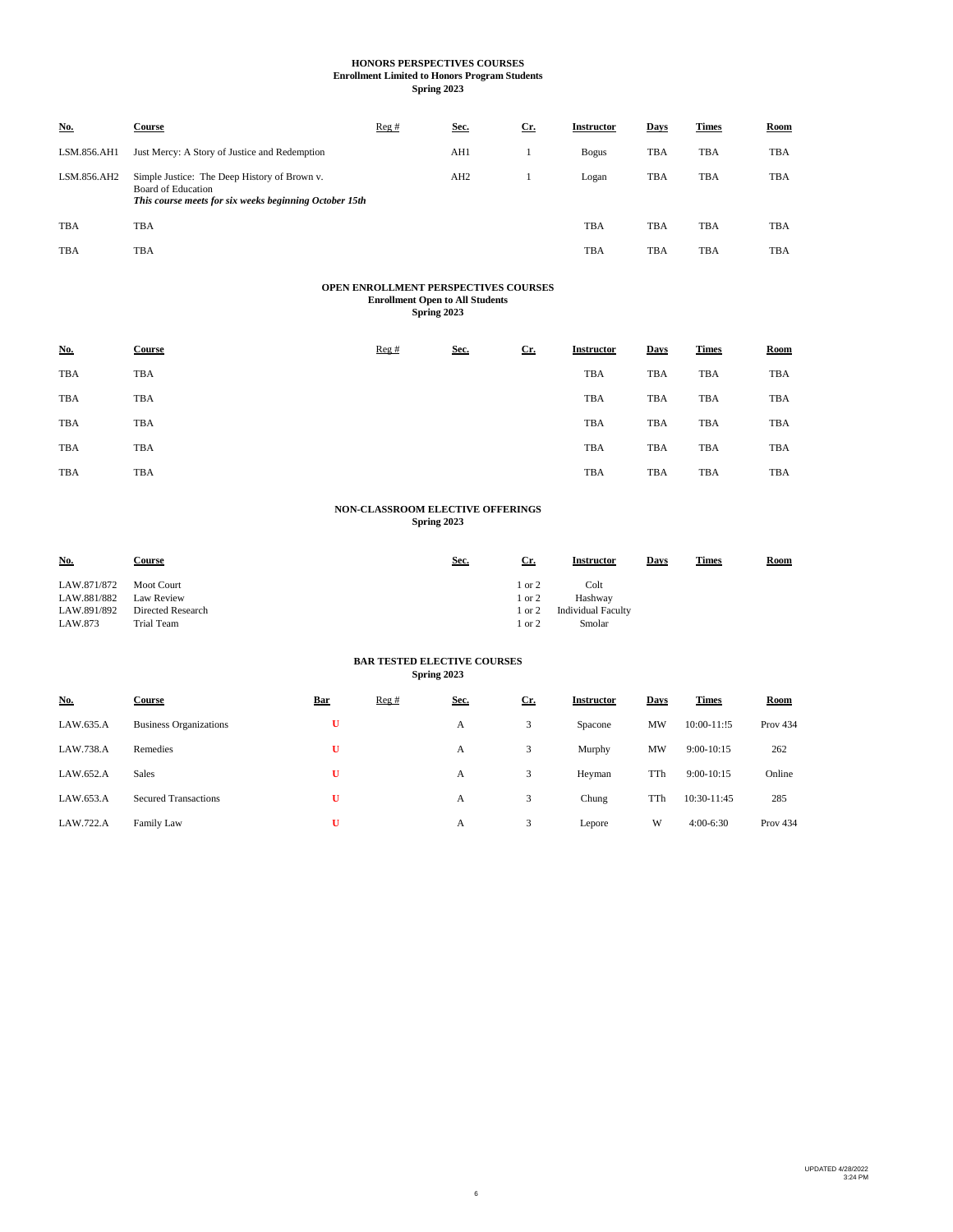**HONORS PERSPECTIVES COURSES**
**Enrollment Limited to Honors Program Students**
**Spring 2023**

| No. | Course | Reg # | Sec. | Cr. | Instructor | Days | Times | Room |
|---|---|---|---|---|---|---|---|---|
| LSM.856.AH1 | Just Mercy: A Story of Justice and Redemption | | AH1 | 1 | Bogus | TBA | TBA | TBA |
| LSM.856.AH2 | Simple Justice: The Deep History of Brown v. Board of Education *This course meets for six weeks beginning October 15th* | | AH2 | 1 | Logan | TBA | TBA | TBA |
| TBA | TBA | | | | TBA | TBA | TBA | TBA |
| TBA | TBA | | | | TBA | TBA | TBA | TBA |

**OPEN ENROLLMENT PERSPECTIVES COURSES**
**Enrollment Open to All Students**
**Spring 2023**

| No. | Course | Reg # | Sec. | Cr. | Instructor | Days | Times | Room |
|---|---|---|---|---|---|---|---|---|
| TBA | TBA | | | | TBA | TBA | TBA | TBA |
| TBA | TBA | | | | TBA | TBA | TBA | TBA |
| TBA | TBA | | | | TBA | TBA | TBA | TBA |
| TBA | TBA | | | | TBA | TBA | TBA | TBA |
| TBA | TBA | | | | TBA | TBA | TBA | TBA |

**NON-CLASSROOM ELECTIVE OFFERINGS**
**Spring 2023**

| No. | Course | Sec. | Cr. | Instructor | Days | Times | Room |
|---|---|---|---|---|---|---|---|
| LAW.871/872 | Moot Court | | 1 or 2 | Colt | | | |
| LAW.881/882 | Law Review | | 1 or 2 | Hashway | | | |
| LAW.891/892 | Directed Research | | 1 or 2 | Individual Faculty | | | |
| LAW.873 | Trial Team | | 1 or 2 | Smolar | | | |

**BAR TESTED ELECTIVE COURSES**
**Spring 2023**

| No. | Course | Bar | Reg # | Sec. | Cr. | Instructor | Days | Times | Room |
|---|---|---|---|---|---|---|---|---|---|
| LAW.635.A | Business Organizations | U | | A | 3 | Spacone | MW | 10:00-11:!5 | Prov 434 |
| LAW.738.A | Remedies | U | | A | 3 | Murphy | MW | 9:00-10:15 | 262 |
| LAW.652.A | Sales | U | | A | 3 | Heyman | TTh | 9:00-10:15 | Online |
| LAW.653.A | Secured Transactions | U | | A | 3 | Chung | TTh | 10:30-11:45 | 285 |
| LAW.722.A | Family Law | U | | A | 3 | Lepore | W | 4:00-6:30 | Prov 434 |

UPDATED 4/28/2022
3:24 PM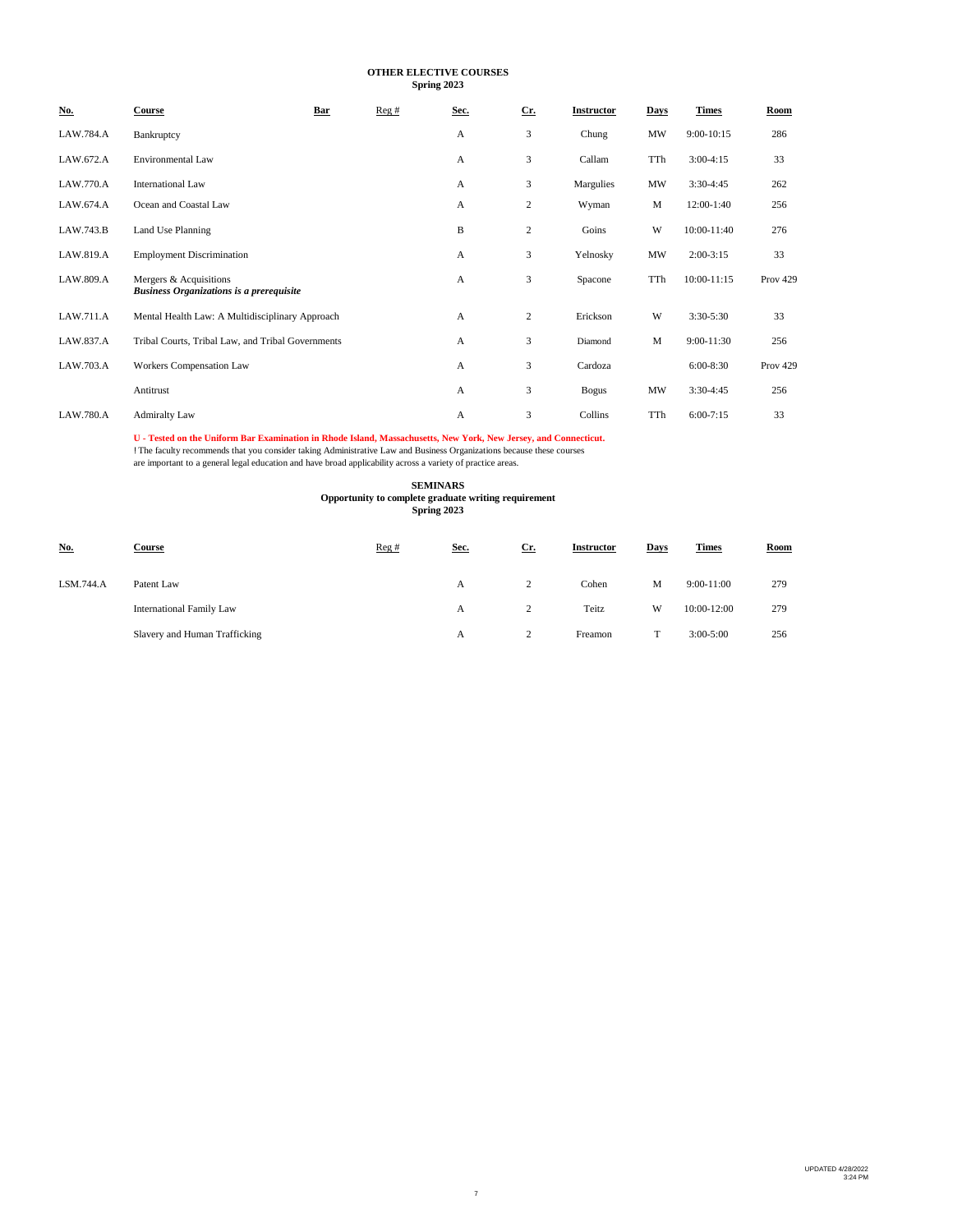**OTHER ELECTIVE COURSES**
**Spring 2023**

| No. | Course | Bar | Reg # | Sec. | Cr. | Instructor | Days | Times | Room |
|---|---|---|---|---|---|---|---|---|---|
| LAW.784.A | Bankruptcy | | | A | 3 | Chung | MW | 9:00-10:15 | 286 |
| LAW.672.A | Environmental Law | | | A | 3 | Callam | TTh | 3:00-4:15 | 33 |
| LAW.770.A | International Law | | | A | 3 | Margulies | MW | 3:30-4:45 | 262 |
| LAW.674.A | Ocean and Coastal Law | | | A | 2 | Wyman | M | 12:00-1:40 | 256 |
| LAW.743.B | Land Use Planning | | | B | 2 | Goins | W | 10:00-11:40 | 276 |
| LAW.819.A | Employment Discrimination | | | A | 3 | Yelnosky | MW | 2:00-3:15 | 33 |
| LAW.809.A | Mergers & Acquisitions ***Business Organizations is a prerequisite*** | | | A | 3 | Spacone | TTh | 10:00-11:15 | Prov 429 |
| LAW.711.A | Mental Health Law: A Multidisciplinary Approach | | | A | 2 | Erickson | W | 3:30-5:30 | 33 |
| LAW.837.A | Tribal Courts, Tribal Law, and Tribal Governments | | | A | 3 | Diamond | M | 9:00-11:30 | 256 |
| LAW.703.A | Workers Compensation Law | | | A | 3 | Cardoza | | 6:00-8:30 | Prov 429 |
| | Antitrust | | | A | 3 | Bogus | MW | 3:30-4:45 | 256 |
| LAW.780.A | Admiralty Law | | | A | 3 | Collins | TTh | 6:00-7:15 | 33 |

**U - Tested on the Uniform Bar Examination in Rhode Island, Massachusetts, New York, New Jersey, and Connecticut.**
! The faculty recommends that you consider taking Administrative Law and Business Organizations because these courses are important to a general legal education and have broad applicability across a variety of practice areas.

**SEMINARS**
**Opportunity to complete graduate writing requirement**
**Spring 2023**

| No. | Course | Reg # | Sec. | Cr. | Instructor | Days | Times | Room |
|---|---|---|---|---|---|---|---|---|
| LSM.744.A | Patent Law | | A | 2 | Cohen | M | 9:00-11:00 | 279 |
| | International Family Law | | A | 2 | Teitz | W | 10:00-12:00 | 279 |
| | Slavery and Human Trafficking | | A | 2 | Freamon | T | 3:00-5:00 | 256 |

UPDATED 4/28/2022
3:24 PM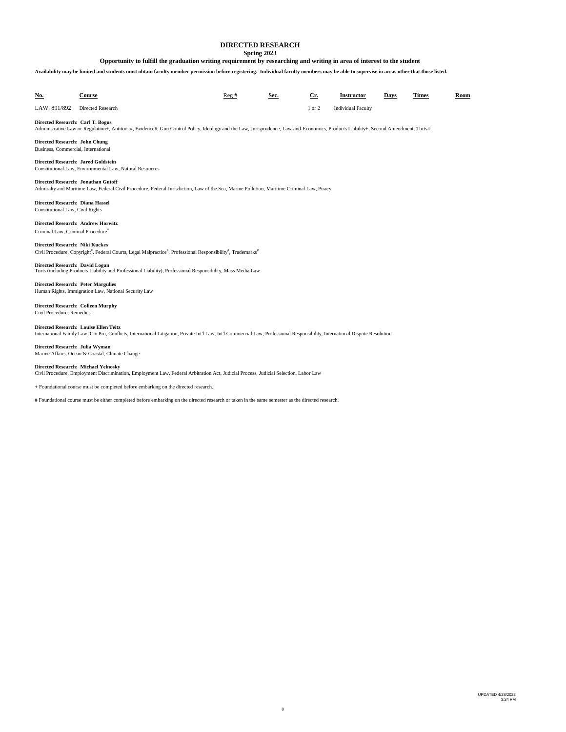# DIRECTED RESEARCH

**Spring 2023**

**Opportunity to fulfill the graduation writing requirement by researching and writing in area of interest to the student**

**Availability may be limited and students must obtain faculty member permission before registering. Individual faculty members may be able to supervise in areas other that those listed.**

| No. | Course | Reg # | Sec. | Cr. | Instructor | Days | Times | Room |
|---|---|---|---|---|---|---|---|---|
| LAW. 891/892 | Directed Research | | | 1 or 2 | Individual Faculty | | | |

**Directed Research: Carl T. Bogus**
Administrative Law or Regulation+, Antitrust#, Evidence#, Gun Control Policy, Ideology and the Law, Jurisprudence, Law-and-Economics, Products Liability+, Second Amendment, Torts#

**Directed Research: John Chung**
Business, Commercial, International

**Directed Research: Jared Goldstein**
Constitutional Law, Environmental Law, Natural Resources

**Directed Research: Jonathan Gutoff**
Admiralty and Maritime Law, Federal Civil Procedure, Federal Jurisdiction, Law of the Sea, Marine Pollution, Maritime Criminal Law, Piracy

**Directed Research: Diana Hassel**
Constitutional Law, Civil Rights

**Directed Research: Andrew Horwitz**
Criminal Law, Criminal Procedure+

**Directed Research: Niki Kuckes**
Civil Procedure, Copyright#, Federal Courts, Legal Malpractice#, Professional Responsibility#, Trademarks#

**Directed Research: David Logan**
Torts (including Products Liability and Professional Liability), Professional Responsibility, Mass Media Law

**Directed Research: Peter Margulies**
Human Rights, Immigration Law, National Security Law

**Directed Research: Colleen Murphy**
Civil Procedure, Remedies

**Directed Research: Louise Ellen Teitz**
International Family Law, Civ Pro, Conflicts, International Litigation, Private Int'l Law, Int'l Commercial Law, Professional Responsibility, International Dispute Resolution

**Directed Research: Julia Wyman**
Marine Affairs, Ocean & Coastal, Climate Change

**Directed Research: Michael Yelnosky**
Civil Procedure, Employment Discrimination, Employment Law, Federal Arbitration Act, Judicial Process, Judicial Selection, Labor Law

+ Foundational course must be completed before embarking on the directed research.

# Foundational course must be either completed before embarking on the directed research or taken in the same semester as the directed research.

UPDATED 4/28/2022 3:24 PM